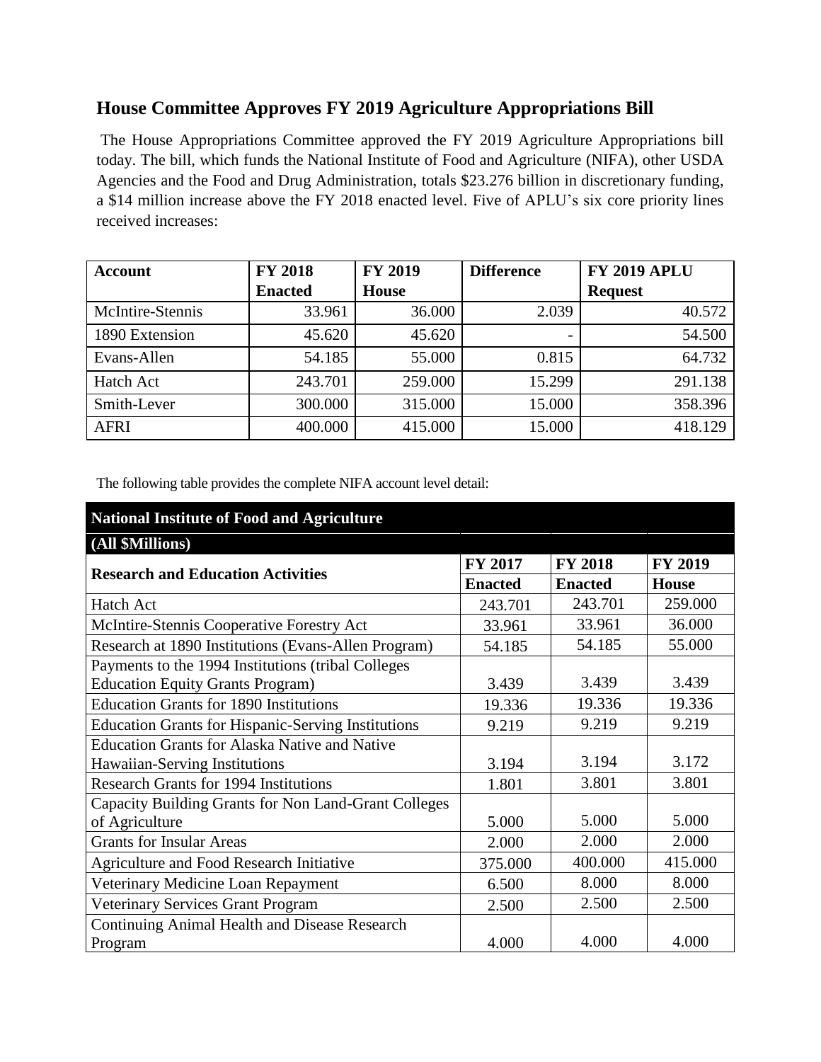## House Committee Approves FY 2019 Agriculture Appropriations Bill

The House Appropriations Committee approved the FY 2019 Agriculture Appropriations bill today. The bill, which funds the National Institute of Food and Agriculture (NIFA), other USDA Agencies and the Food and Drug Administration, totals $23.276 billion in discretionary funding, a $14 million increase above the FY 2018 enacted level. Five of APLU's six core priority lines received increases:

| Account | FY 2018 Enacted | FY 2019 House | Difference | FY 2019 APLU Request |
|---|---|---|---|---|
| McIntire-Stennis | 33.961 | 36.000 | 2.039 | 40.572 |
| 1890 Extension | 45.620 | 45.620 | - | 54.500 |
| Evans-Allen | 54.185 | 55.000 | 0.815 | 64.732 |
| Hatch Act | 243.701 | 259.000 | 15.299 | 291.138 |
| Smith-Lever | 300.000 | 315.000 | 15.000 | 358.396 |
| AFRI | 400.000 | 415.000 | 15.000 | 418.129 |

The following table provides the complete NIFA account level detail:

| National Institute of Food and Agriculture | | | |
|---|---|---|---|
| (All $Millions) | | | |
| Research and Education Activities | FY 2017 Enacted | FY 2018 Enacted | FY 2019 House |
| Hatch Act | 243.701 | 243.701 | 259.000 |
| McIntire-Stennis Cooperative Forestry Act | 33.961 | 33.961 | 36.000 |
| Research at 1890 Institutions (Evans-Allen Program) | 54.185 | 54.185 | 55.000 |
| Payments to the 1994 Institutions (tribal Colleges Education Equity Grants Program) | 3.439 | 3.439 | 3.439 |
| Education Grants for 1890 Institutions | 19.336 | 19.336 | 19.336 |
| Education Grants for Hispanic-Serving Institutions | 9.219 | 9.219 | 9.219 |
| Education Grants for Alaska Native and Native Hawaiian-Serving Institutions | 3.194 | 3.194 | 3.172 |
| Research Grants for 1994 Institutions | 1.801 | 3.801 | 3.801 |
| Capacity Building Grants for Non Land-Grant Colleges of Agriculture | 5.000 | 5.000 | 5.000 |
| Grants for Insular Areas | 2.000 | 2.000 | 2.000 |
| Agriculture and Food Research Initiative | 375.000 | 400.000 | 415.000 |
| Veterinary Medicine Loan Repayment | 6.500 | 8.000 | 8.000 |
| Veterinary Services Grant Program | 2.500 | 2.500 | 2.500 |
| Continuing Animal Health and Disease Research Program | 4.000 | 4.000 | 4.000 |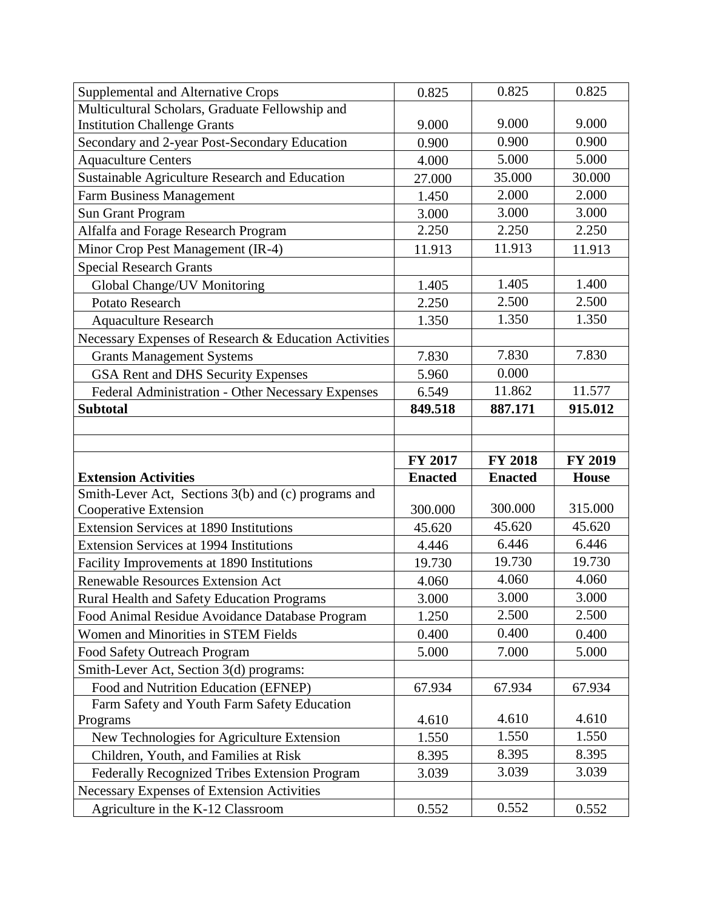| | | | |
|---|---|---|---|
| Supplemental and Alternative Crops | 0.825 | 0.825 | 0.825 |
| Multicultural Scholars, Graduate Fellowship and Institution Challenge Grants | 9.000 | 9.000 | 9.000 |
| Secondary and 2-year Post-Secondary Education | 0.900 | 0.900 | 0.900 |
| Aquaculture Centers | 4.000 | 5.000 | 5.000 |
| Sustainable Agriculture Research and Education | 27.000 | 35.000 | 30.000 |
| Farm Business Management | 1.450 | 2.000 | 2.000 |
| Sun Grant Program | 3.000 | 3.000 | 3.000 |
| Alfalfa and Forage Research Program | 2.250 | 2.250 | 2.250 |
| Minor Crop Pest Management (IR-4) | 11.913 | 11.913 | 11.913 |
| Special Research Grants | | | |
| Global Change/UV Monitoring | 1.405 | 1.405 | 1.400 |
| Potato Research | 2.250 | 2.500 | 2.500 |
| Aquaculture Research | 1.350 | 1.350 | 1.350 |
| Necessary Expenses of Research & Education Activities | | | |
| Grants Management Systems | 7.830 | 7.830 | 7.830 |
| GSA Rent and DHS Security Expenses | 5.960 | 0.000 | |
| Federal Administration - Other Necessary Expenses | 6.549 | 11.862 | 11.577 |
| **Subtotal** | **849.518** | **887.171** | **915.012** |

| **Extension Activities** | **FY 2017 Enacted** | **FY 2018 Enacted** | **FY 2019 House** |
|---|---|---|---|
| Smith-Lever Act, Sections 3(b) and (c) programs and Cooperative Extension | 300.000 | 300.000 | 315.000 |
| Extension Services at 1890 Institutions | 45.620 | 45.620 | 45.620 |
| Extension Services at 1994 Institutions | 4.446 | 6.446 | 6.446 |
| Facility Improvements at 1890 Institutions | 19.730 | 19.730 | 19.730 |
| Renewable Resources Extension Act | 4.060 | 4.060 | 4.060 |
| Rural Health and Safety Education Programs | 3.000 | 3.000 | 3.000 |
| Food Animal Residue Avoidance Database Program | 1.250 | 2.500 | 2.500 |
| Women and Minorities in STEM Fields | 0.400 | 0.400 | 0.400 |
| Food Safety Outreach Program | 5.000 | 7.000 | 5.000 |
| Smith-Lever Act, Section 3(d) programs: | | | |
| Food and Nutrition Education (EFNEP) | 67.934 | 67.934 | 67.934 |
| Farm Safety and Youth Farm Safety Education Programs | 4.610 | 4.610 | 4.610 |
| New Technologies for Agriculture Extension | 1.550 | 1.550 | 1.550 |
| Children, Youth, and Families at Risk | 8.395 | 8.395 | 8.395 |
| Federally Recognized Tribes Extension Program | 3.039 | 3.039 | 3.039 |
| Necessary Expenses of Extension Activities | | | |
| Agriculture in the K-12 Classroom | 0.552 | 0.552 | 0.552 |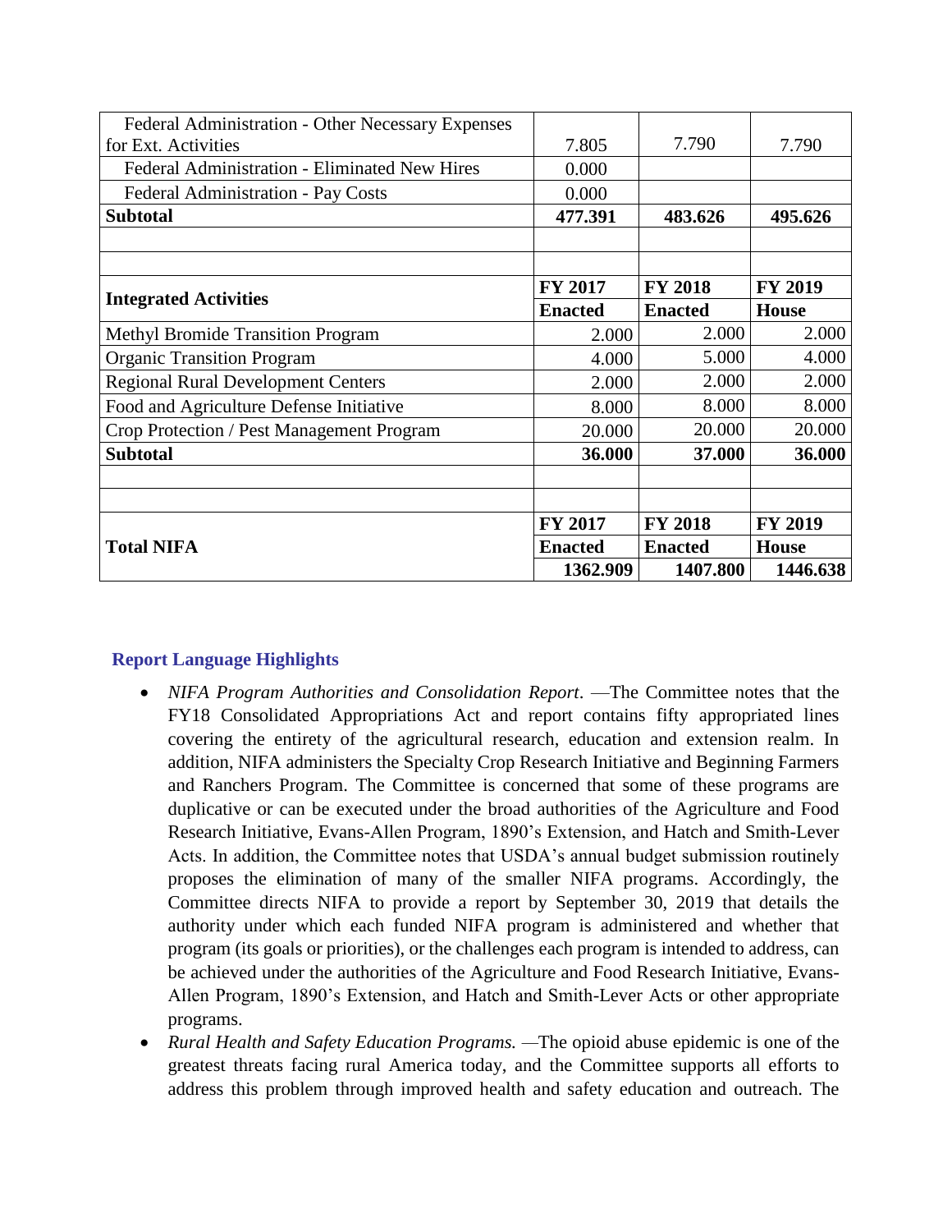| | | | |
|---|---|---|---|
| Federal Administration - Other Necessary Expenses for Ext. Activities | 7.805 | 7.790 | 7.790 |
| Federal Administration - Eliminated New Hires | 0.000 | | |
| Federal Administration - Pay Costs | 0.000 | | |
| **Subtotal** | **477.391** | **483.626** | **495.626** |

| **Integrated Activities** | **FY 2017 Enacted** | **FY 2018 Enacted** | **FY 2019 House** |
|---|---|---|---|
| Methyl Bromide Transition Program | 2.000 | 2.000 | 2.000 |
| Organic Transition Program | 4.000 | 5.000 | 4.000 |
| Regional Rural Development Centers | 2.000 | 2.000 | 2.000 |
| Food and Agriculture Defense Initiative | 8.000 | 8.000 | 8.000 |
| Crop Protection / Pest Management Program | 20.000 | 20.000 | 20.000 |
| **Subtotal** | **36.000** | **37.000** | **36.000** |

| **Total NIFA** | **FY 2017 Enacted** | **FY 2018 Enacted** | **FY 2019 House** |
|---|---|---|---|
| | **1362.909** | **1407.800** | **1446.638** |

## Report Language Highlights

- *NIFA Program Authorities and Consolidation Report*. —The Committee notes that the FY18 Consolidated Appropriations Act and report contains fifty appropriated lines covering the entirety of the agricultural research, education and extension realm. In addition, NIFA administers the Specialty Crop Research Initiative and Beginning Farmers and Ranchers Program. The Committee is concerned that some of these programs are duplicative or can be executed under the broad authorities of the Agriculture and Food Research Initiative, Evans-Allen Program, 1890's Extension, and Hatch and Smith-Lever Acts. In addition, the Committee notes that USDA's annual budget submission routinely proposes the elimination of many of the smaller NIFA programs. Accordingly, the Committee directs NIFA to provide a report by September 30, 2019 that details the authority under which each funded NIFA program is administered and whether that program (its goals or priorities), or the challenges each program is intended to address, can be achieved under the authorities of the Agriculture and Food Research Initiative, Evans-Allen Program, 1890's Extension, and Hatch and Smith-Lever Acts or other appropriate programs.
- *Rural Health and Safety Education Programs.* —The opioid abuse epidemic is one of the greatest threats facing rural America today, and the Committee supports all efforts to address this problem through improved health and safety education and outreach. The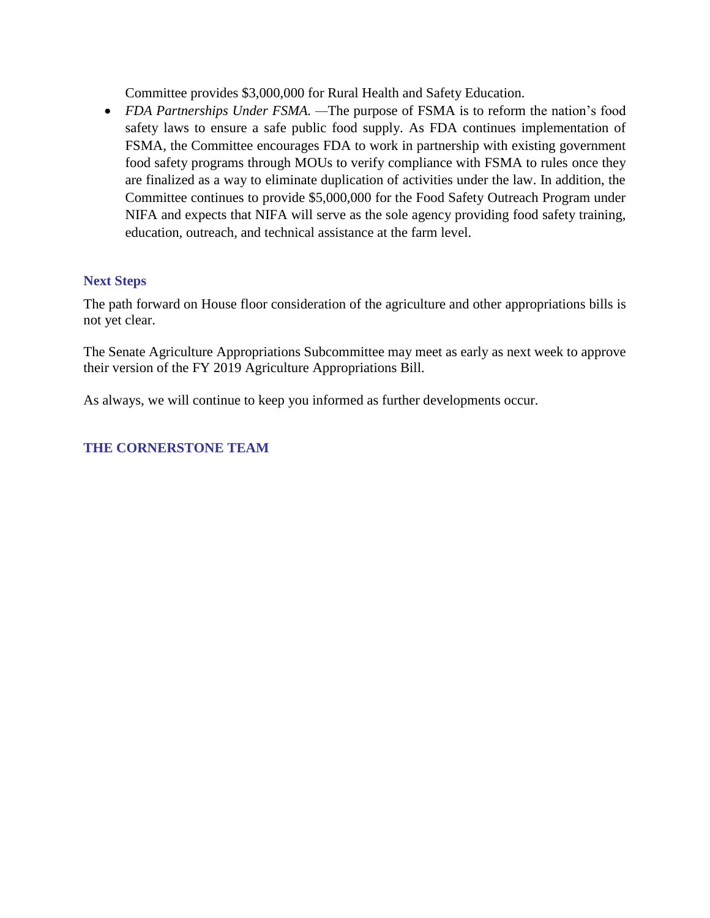Committee provides $3,000,000 for Rural Health and Safety Education.

- *FDA Partnerships Under FSMA.* —The purpose of FSMA is to reform the nation's food safety laws to ensure a safe public food supply. As FDA continues implementation of FSMA, the Committee encourages FDA to work in partnership with existing government food safety programs through MOUs to verify compliance with FSMA to rules once they are finalized as a way to eliminate duplication of activities under the law. In addition, the Committee continues to provide $5,000,000 for the Food Safety Outreach Program under NIFA and expects that NIFA will serve as the sole agency providing food safety training, education, outreach, and technical assistance at the farm level.

## Next Steps

The path forward on House floor consideration of the agriculture and other appropriations bills is not yet clear.

The Senate Agriculture Appropriations Subcommittee may meet as early as next week to approve their version of the FY 2019 Agriculture Appropriations Bill.

As always, we will continue to keep you informed as further developments occur.

**THE CORNERSTONE TEAM**